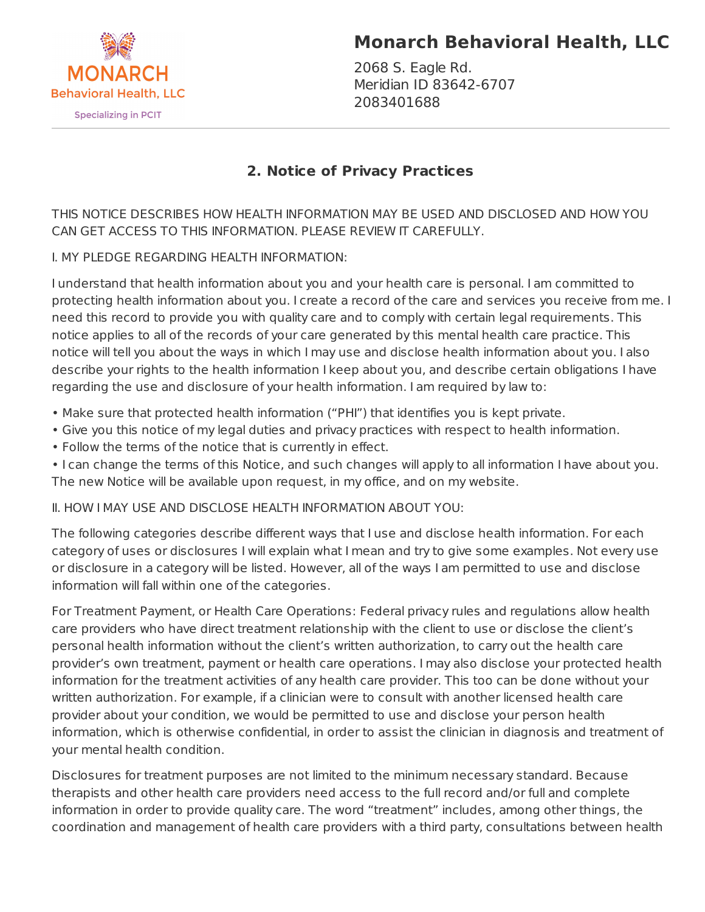# Monarch Behavioral Health, LLC

2068 S. Eagle Rd.
Meridian ID 83642-6707
2083401688

## 2. Notice of Privacy Practices

THIS NOTICE DESCRIBES HOW HEALTH INFORMATION MAY BE USED AND DISCLOSED AND HOW YOU CAN GET ACCESS TO THIS INFORMATION. PLEASE REVIEW IT CAREFULLY.

I. MY PLEDGE REGARDING HEALTH INFORMATION:

I understand that health information about you and your health care is personal. I am committed to protecting health information about you. I create a record of the care and services you receive from me. I need this record to provide you with quality care and to comply with certain legal requirements. This notice applies to all of the records of your care generated by this mental health care practice. This notice will tell you about the ways in which I may use and disclose health information about you. I also describe your rights to the health information I keep about you, and describe certain obligations I have regarding the use and disclosure of your health information. I am required by law to:

- Make sure that protected health information ("PHI") that identifies you is kept private.
- Give you this notice of my legal duties and privacy practices with respect to health information.
- Follow the terms of the notice that is currently in effect.
- I can change the terms of this Notice, and such changes will apply to all information I have about you. The new Notice will be available upon request, in my office, and on my website.

II. HOW I MAY USE AND DISCLOSE HEALTH INFORMATION ABOUT YOU:

The following categories describe different ways that I use and disclose health information. For each category of uses or disclosures I will explain what I mean and try to give some examples. Not every use or disclosure in a category will be listed. However, all of the ways I am permitted to use and disclose information will fall within one of the categories.

For Treatment Payment, or Health Care Operations: Federal privacy rules and regulations allow health care providers who have direct treatment relationship with the client to use or disclose the client's personal health information without the client's written authorization, to carry out the health care provider's own treatment, payment or health care operations. I may also disclose your protected health information for the treatment activities of any health care provider. This too can be done without your written authorization. For example, if a clinician were to consult with another licensed health care provider about your condition, we would be permitted to use and disclose your person health information, which is otherwise confidential, in order to assist the clinician in diagnosis and treatment of your mental health condition.

Disclosures for treatment purposes are not limited to the minimum necessary standard. Because therapists and other health care providers need access to the full record and/or full and complete information in order to provide quality care. The word "treatment" includes, among other things, the coordination and management of health care providers with a third party, consultations between health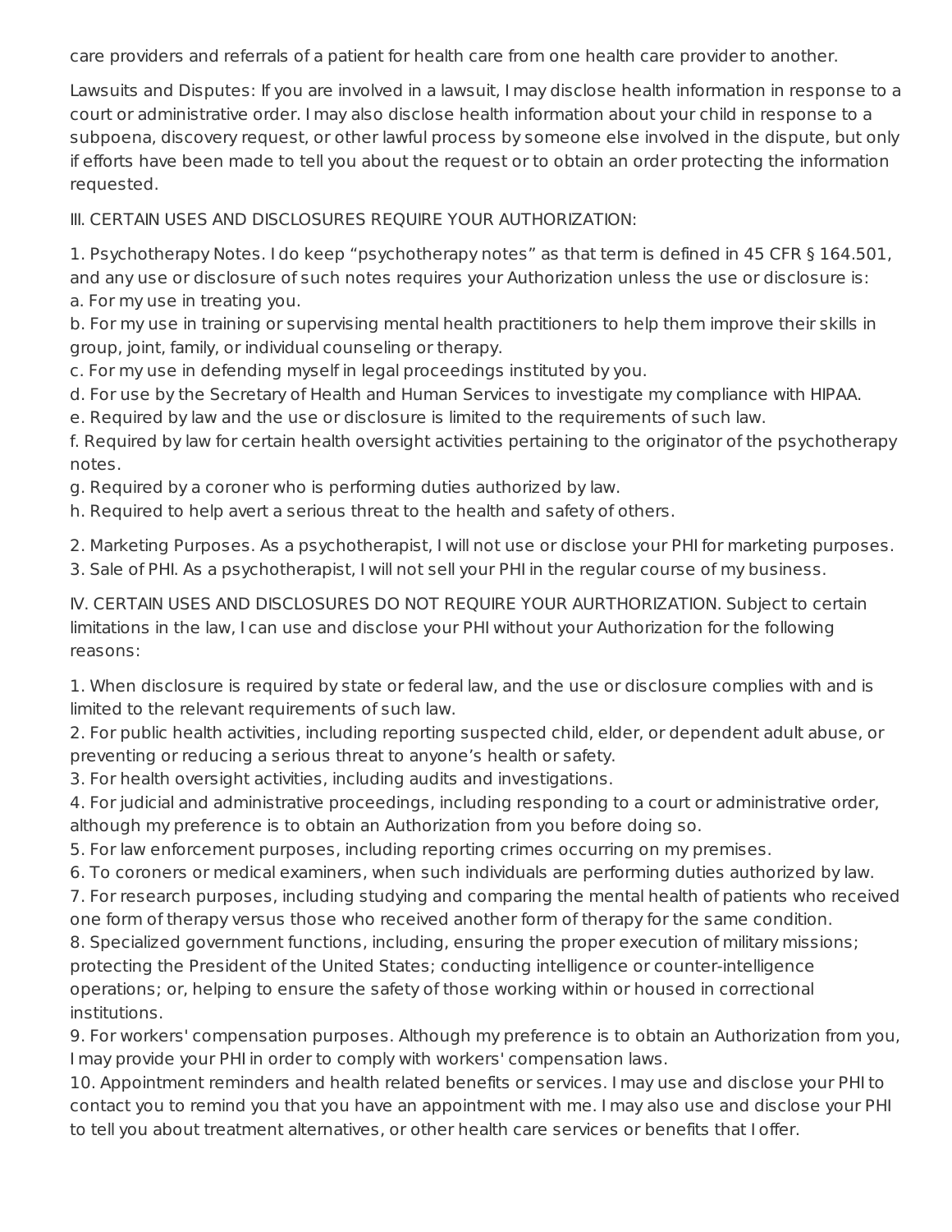care providers and referrals of a patient for health care from one health care provider to another.

Lawsuits and Disputes: If you are involved in a lawsuit, I may disclose health information in response to a court or administrative order. I may also disclose health information about your child in response to a subpoena, discovery request, or other lawful process by someone else involved in the dispute, but only if efforts have been made to tell you about the request or to obtain an order protecting the information requested.

III. CERTAIN USES AND DISCLOSURES REQUIRE YOUR AUTHORIZATION:

1. Psychotherapy Notes. I do keep "psychotherapy notes" as that term is defined in 45 CFR § 164.501, and any use or disclosure of such notes requires your Authorization unless the use or disclosure is:
a. For my use in treating you.
b. For my use in training or supervising mental health practitioners to help them improve their skills in group, joint, family, or individual counseling or therapy.
c. For my use in defending myself in legal proceedings instituted by you.
d. For use by the Secretary of Health and Human Services to investigate my compliance with HIPAA.
e. Required by law and the use or disclosure is limited to the requirements of such law.
f. Required by law for certain health oversight activities pertaining to the originator of the psychotherapy notes.
g. Required by a coroner who is performing duties authorized by law.
h. Required to help avert a serious threat to the health and safety of others.

2. Marketing Purposes. As a psychotherapist, I will not use or disclose your PHI for marketing purposes.
3. Sale of PHI. As a psychotherapist, I will not sell your PHI in the regular course of my business.

IV. CERTAIN USES AND DISCLOSURES DO NOT REQUIRE YOUR AURTHORIZATION. Subject to certain limitations in the law, I can use and disclose your PHI without your Authorization for the following reasons:

1. When disclosure is required by state or federal law, and the use or disclosure complies with and is limited to the relevant requirements of such law.
2. For public health activities, including reporting suspected child, elder, or dependent adult abuse, or preventing or reducing a serious threat to anyone's health or safety.
3. For health oversight activities, including audits and investigations.
4. For judicial and administrative proceedings, including responding to a court or administrative order, although my preference is to obtain an Authorization from you before doing so.
5. For law enforcement purposes, including reporting crimes occurring on my premises.
6. To coroners or medical examiners, when such individuals are performing duties authorized by law.
7. For research purposes, including studying and comparing the mental health of patients who received one form of therapy versus those who received another form of therapy for the same condition.
8. Specialized government functions, including, ensuring the proper execution of military missions; protecting the President of the United States; conducting intelligence or counter-intelligence operations; or, helping to ensure the safety of those working within or housed in correctional institutions.
9. For workers' compensation purposes. Although my preference is to obtain an Authorization from you, I may provide your PHI in order to comply with workers' compensation laws.
10. Appointment reminders and health related benefits or services. I may use and disclose your PHI to contact you to remind you that you have an appointment with me. I may also use and disclose your PHI to tell you about treatment alternatives, or other health care services or benefits that I offer.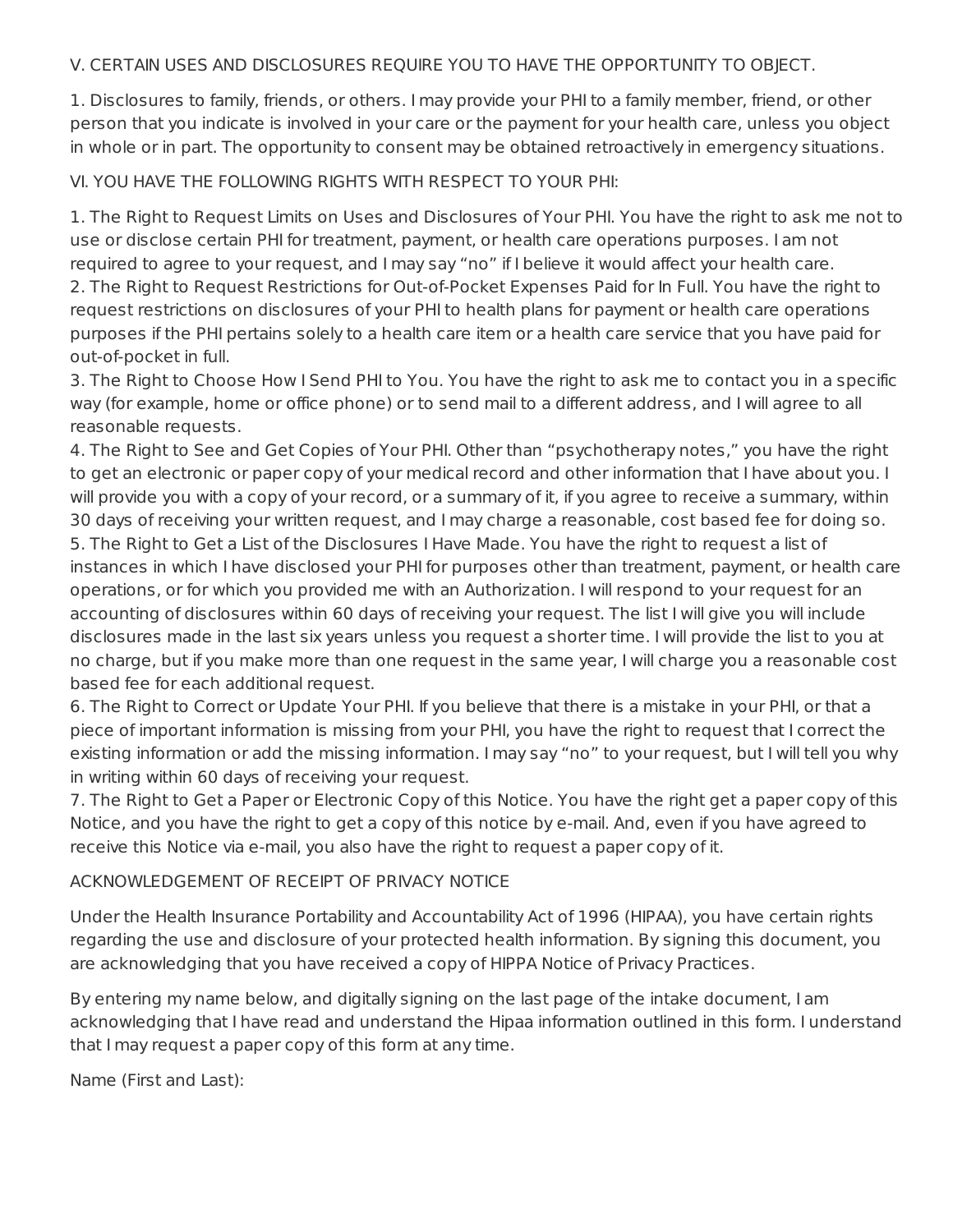V. CERTAIN USES AND DISCLOSURES REQUIRE YOU TO HAVE THE OPPORTUNITY TO OBJECT.

1. Disclosures to family, friends, or others. I may provide your PHI to a family member, friend, or other person that you indicate is involved in your care or the payment for your health care, unless you object in whole or in part. The opportunity to consent may be obtained retroactively in emergency situations.

VI. YOU HAVE THE FOLLOWING RIGHTS WITH RESPECT TO YOUR PHI:

1. The Right to Request Limits on Uses and Disclosures of Your PHI. You have the right to ask me not to use or disclose certain PHI for treatment, payment, or health care operations purposes. I am not required to agree to your request, and I may say "no" if I believe it would affect your health care.
2. The Right to Request Restrictions for Out-of-Pocket Expenses Paid for In Full. You have the right to request restrictions on disclosures of your PHI to health plans for payment or health care operations purposes if the PHI pertains solely to a health care item or a health care service that you have paid for out-of-pocket in full.
3. The Right to Choose How I Send PHI to You. You have the right to ask me to contact you in a specific way (for example, home or office phone) or to send mail to a different address, and I will agree to all reasonable requests.
4. The Right to See and Get Copies of Your PHI. Other than "psychotherapy notes," you have the right to get an electronic or paper copy of your medical record and other information that I have about you. I will provide you with a copy of your record, or a summary of it, if you agree to receive a summary, within 30 days of receiving your written request, and I may charge a reasonable, cost based fee for doing so.
5. The Right to Get a List of the Disclosures I Have Made. You have the right to request a list of instances in which I have disclosed your PHI for purposes other than treatment, payment, or health care operations, or for which you provided me with an Authorization. I will respond to your request for an accounting of disclosures within 60 days of receiving your request. The list I will give you will include disclosures made in the last six years unless you request a shorter time. I will provide the list to you at no charge, but if you make more than one request in the same year, I will charge you a reasonable cost based fee for each additional request.
6. The Right to Correct or Update Your PHI. If you believe that there is a mistake in your PHI, or that a piece of important information is missing from your PHI, you have the right to request that I correct the existing information or add the missing information. I may say "no" to your request, but I will tell you why in writing within 60 days of receiving your request.
7. The Right to Get a Paper or Electronic Copy of this Notice. You have the right get a paper copy of this Notice, and you have the right to get a copy of this notice by e-mail. And, even if you have agreed to receive this Notice via e-mail, you also have the right to request a paper copy of it.

ACKNOWLEDGEMENT OF RECEIPT OF PRIVACY NOTICE

Under the Health Insurance Portability and Accountability Act of 1996 (HIPAA), you have certain rights regarding the use and disclosure of your protected health information. By signing this document, you are acknowledging that you have received a copy of HIPPA Notice of Privacy Practices.

By entering my name below, and digitally signing on the last page of the intake document, I am acknowledging that I have read and understand the Hipaa information outlined in this form. I understand that I may request a paper copy of this form at any time.

Name (First and Last):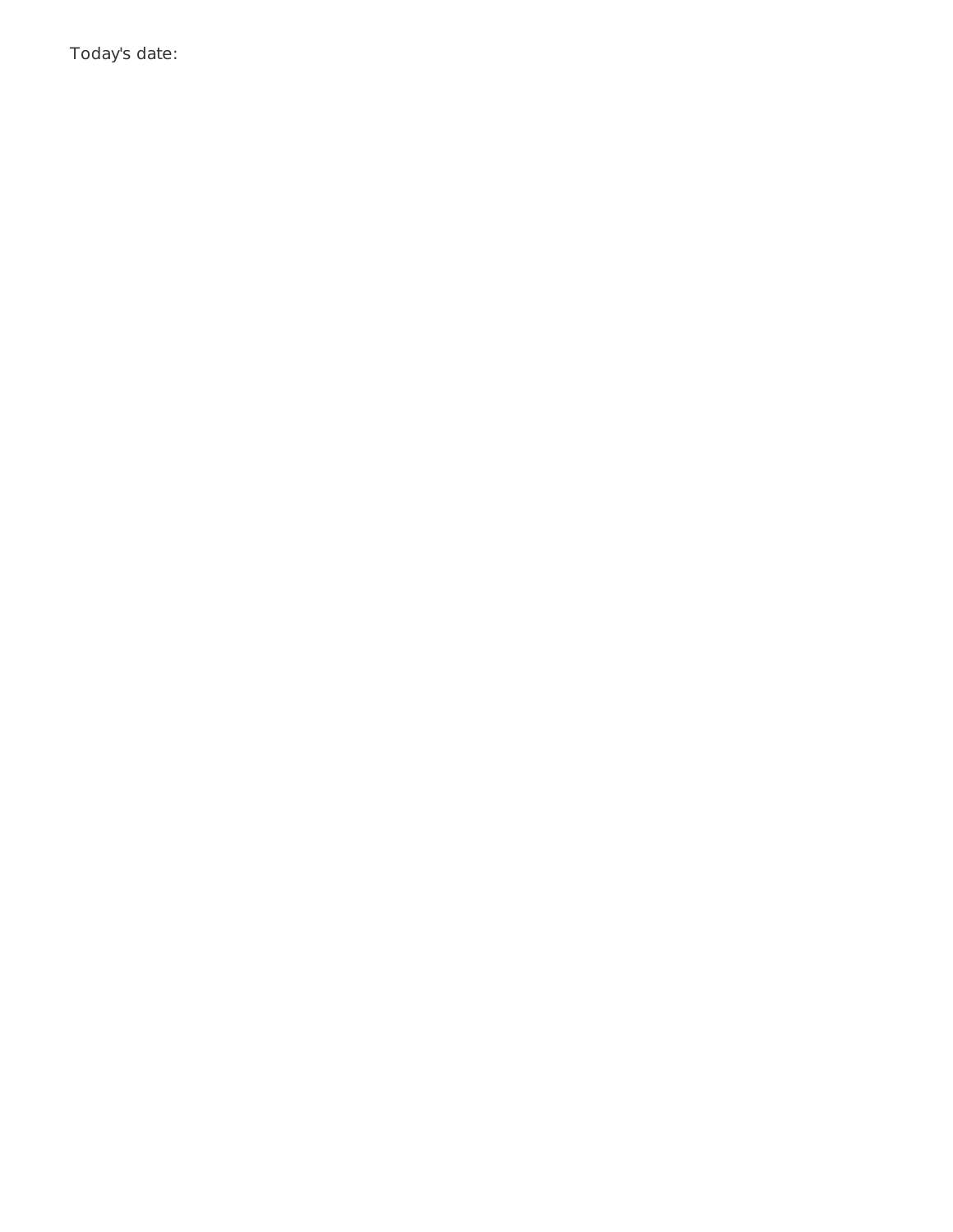Today's date: